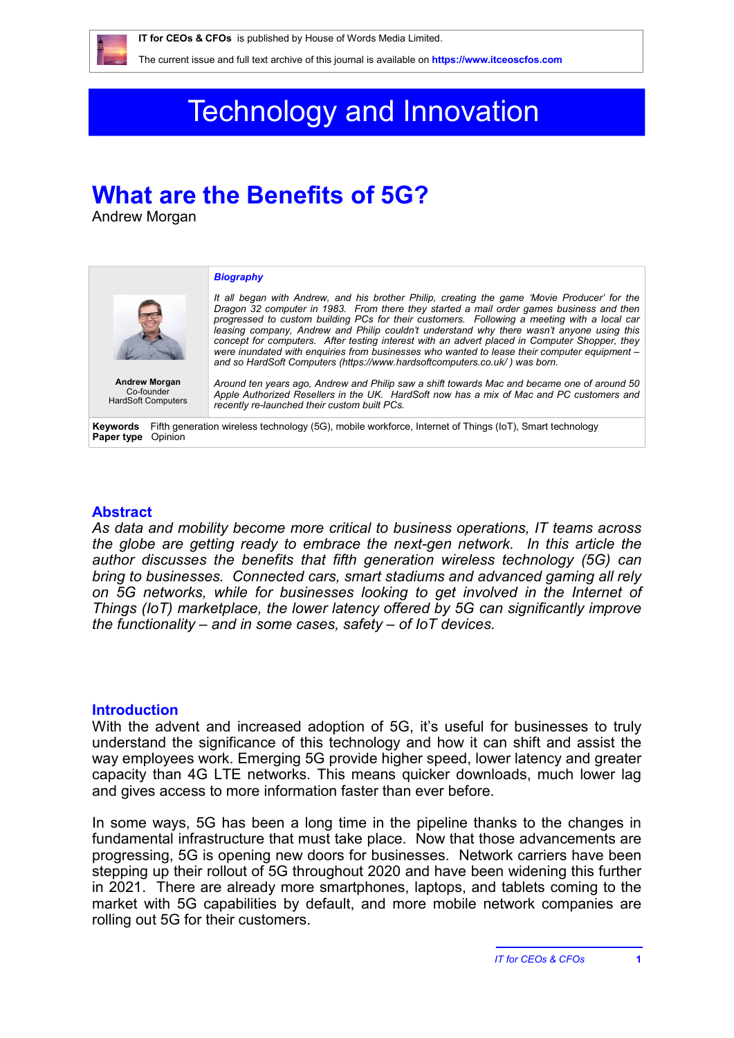**IT for CEOs & CFOs** is published by House of Words Media Limited.

The current issue and full text archive of this journal is available on **https://www.itceoscfos.com**

# Technology and Innovation

# What are the Benefits of 5G?

Andrew Morgan

***Biography***

*It all began with Andrew, and his brother Philip, creating the game 'Movie Producer' for the Dragon 32 computer in 1983. From there they started a mail order games business and then progressed to custom building PCs for their customers. Following a meeting with a local car leasing company, Andrew and Philip couldn't understand why there wasn't anyone using this concept for computers. After testing interest with an advert placed in Computer Shopper, they were inundated with enquiries from businesses who wanted to lease their computer equipment – and so HardSoft Computers (https://www.hardsoftcomputers.co.uk/ ) was born.*

*Around ten years ago, Andrew and Philip saw a shift towards Mac and became one of around 50 Apple Authorized Resellers in the UK. HardSoft now has a mix of Mac and PC customers and recently re-launched their custom built PCs.*

**Andrew Morgan**
Co-founder
HardSoft Computers

**Keywords** Fifth generation wireless technology (5G), mobile workforce, Internet of Things (IoT), Smart technology
**Paper type** Opinion

## Abstract

*As data and mobility become more critical to business operations, IT teams across the globe are getting ready to embrace the next-gen network. In this article the author discusses the benefits that fifth generation wireless technology (5G) can bring to businesses. Connected cars, smart stadiums and advanced gaming all rely on 5G networks, while for businesses looking to get involved in the Internet of Things (IoT) marketplace, the lower latency offered by 5G can significantly improve the functionality – and in some cases, safety – of IoT devices.*

## Introduction

With the advent and increased adoption of 5G, it's useful for businesses to truly understand the significance of this technology and how it can shift and assist the way employees work. Emerging 5G provide higher speed, lower latency and greater capacity than 4G LTE networks. This means quicker downloads, much lower lag and gives access to more information faster than ever before.

In some ways, 5G has been a long time in the pipeline thanks to the changes in fundamental infrastructure that must take place. Now that those advancements are progressing, 5G is opening new doors for businesses. Network carriers have been stepping up their rollout of 5G throughout 2020 and have been widening this further in 2021. There are already more smartphones, laptops, and tablets coming to the market with 5G capabilities by default, and more mobile network companies are rolling out 5G for their customers.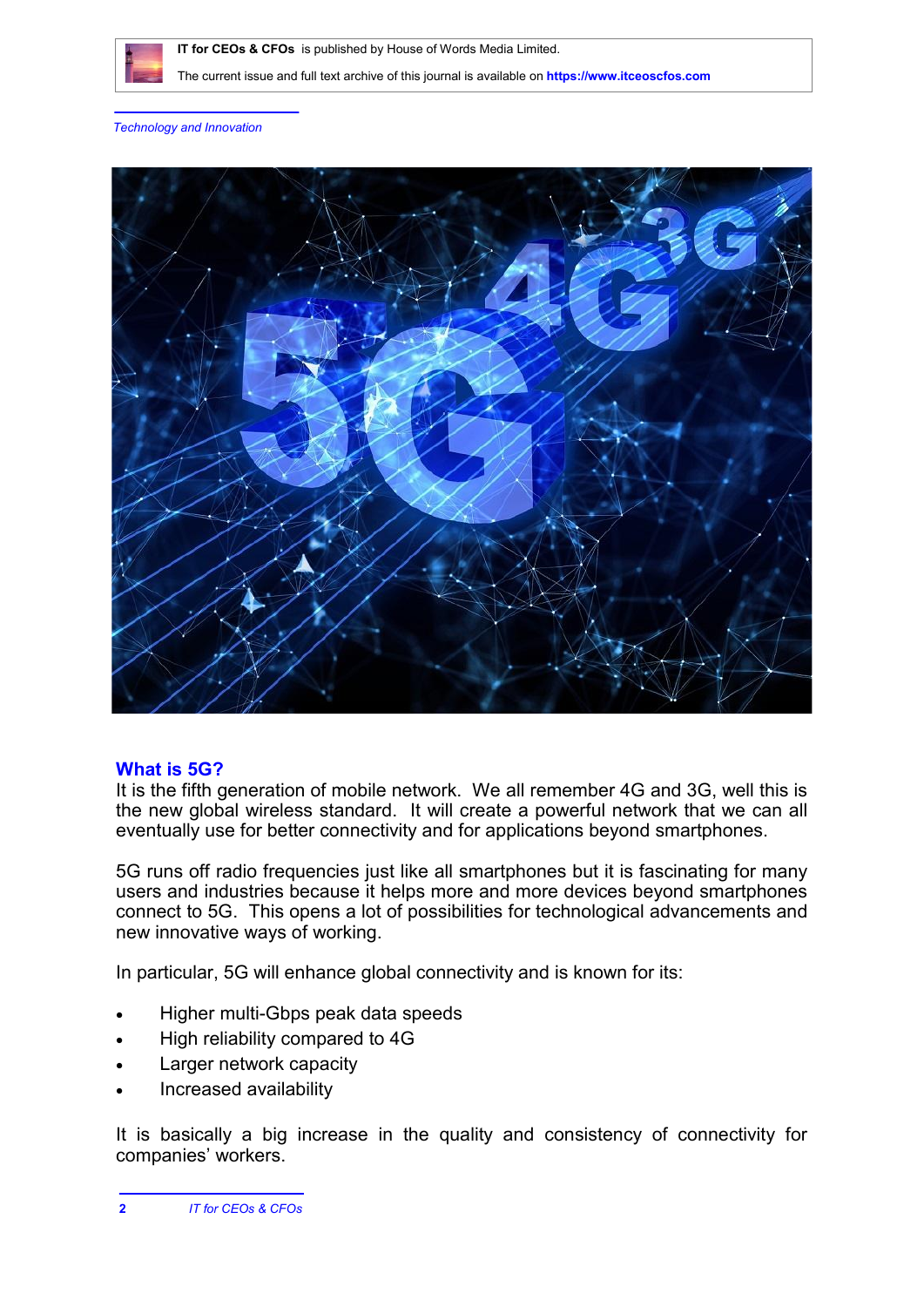## What is 5G?

It is the fifth generation of mobile network. We all remember 4G and 3G, well this is the new global wireless standard. It will create a powerful network that we can all eventually use for better connectivity and for applications beyond smartphones.

5G runs off radio frequencies just like all smartphones but it is fascinating for many users and industries because it helps more and more devices beyond smartphones connect to 5G. This opens a lot of possibilities for technological advancements and new innovative ways of working.

In particular, 5G will enhance global connectivity and is known for its:

- Higher multi-Gbps peak data speeds
- High reliability compared to 4G
- Larger network capacity
- Increased availability

It is basically a big increase in the quality and consistency of connectivity for companies' workers.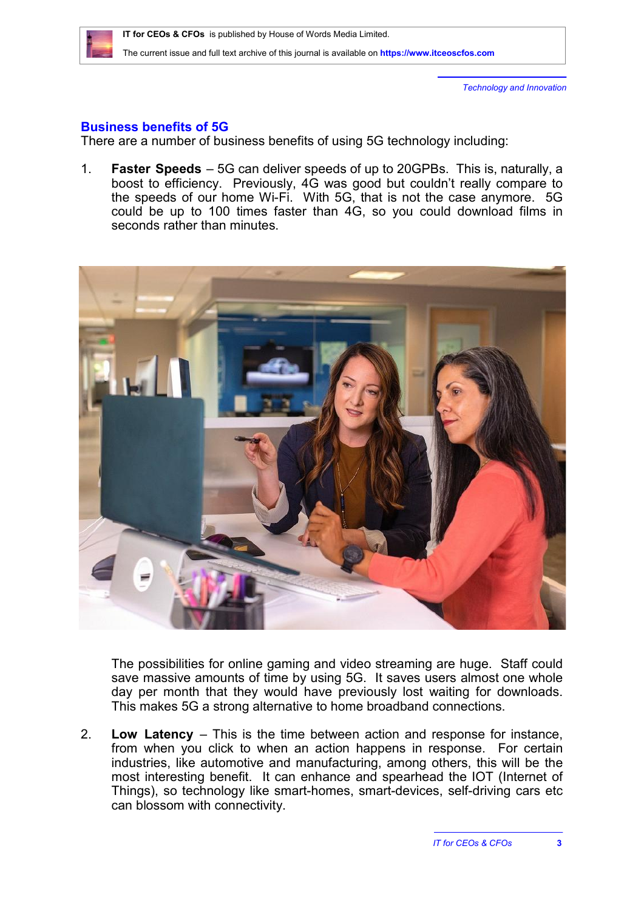## Business benefits of 5G

There are a number of business benefits of using 5G technology including:

1. **Faster Speeds** – 5G can deliver speeds of up to 20GPBs. This is, naturally, a boost to efficiency. Previously, 4G was good but couldn't really compare to the speeds of our home Wi-Fi. With 5G, that is not the case anymore. 5G could be up to 100 times faster than 4G, so you could download films in seconds rather than minutes.

   The possibilities for online gaming and video streaming are huge. Staff could save massive amounts of time by using 5G. It saves users almost one whole day per month that they would have previously lost waiting for downloads. This makes 5G a strong alternative to home broadband connections.

2. **Low Latency** – This is the time between action and response for instance, from when you click to when an action happens in response. For certain industries, like automotive and manufacturing, among others, this will be the most interesting benefit. It can enhance and spearhead the IOT (Internet of Things), so technology like smart-homes, smart-devices, self-driving cars etc can blossom with connectivity.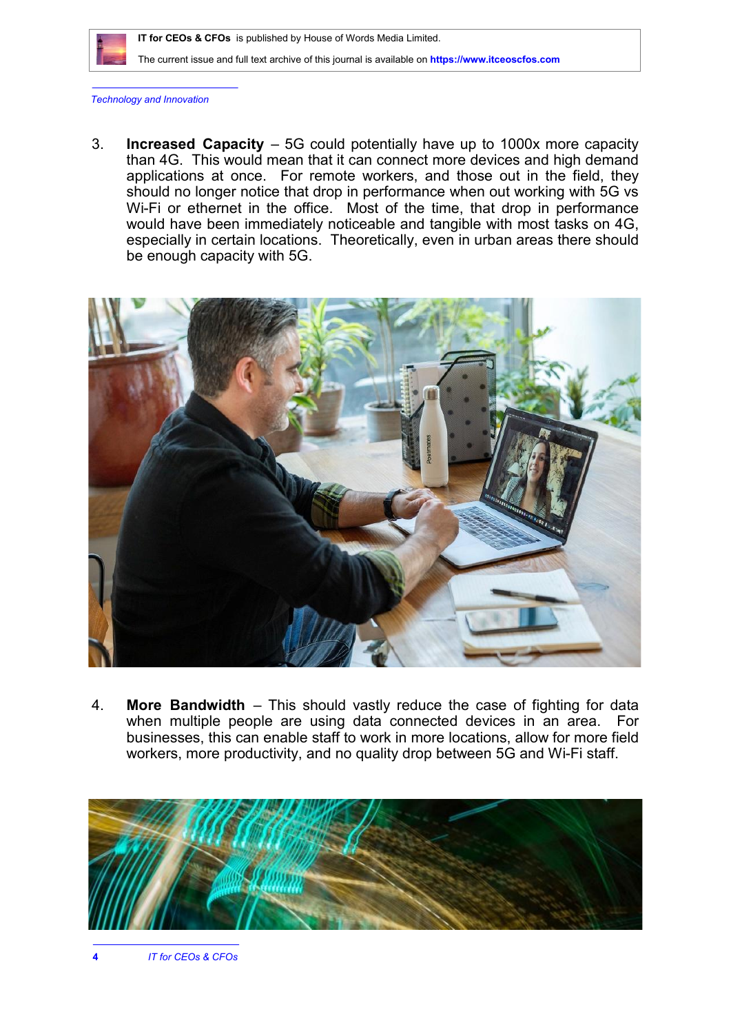3. **Increased Capacity** – 5G could potentially have up to 1000x more capacity than 4G. This would mean that it can connect more devices and high demand applications at once. For remote workers, and those out in the field, they should no longer notice that drop in performance when out working with 5G vs Wi-Fi or ethernet in the office. Most of the time, that drop in performance would have been immediately noticeable and tangible with most tasks on 4G, especially in certain locations. Theoretically, even in urban areas there should be enough capacity with 5G.

4. **More Bandwidth** – This should vastly reduce the case of fighting for data when multiple people are using data connected devices in an area. For businesses, this can enable staff to work in more locations, allow for more field workers, more productivity, and no quality drop between 5G and Wi-Fi staff.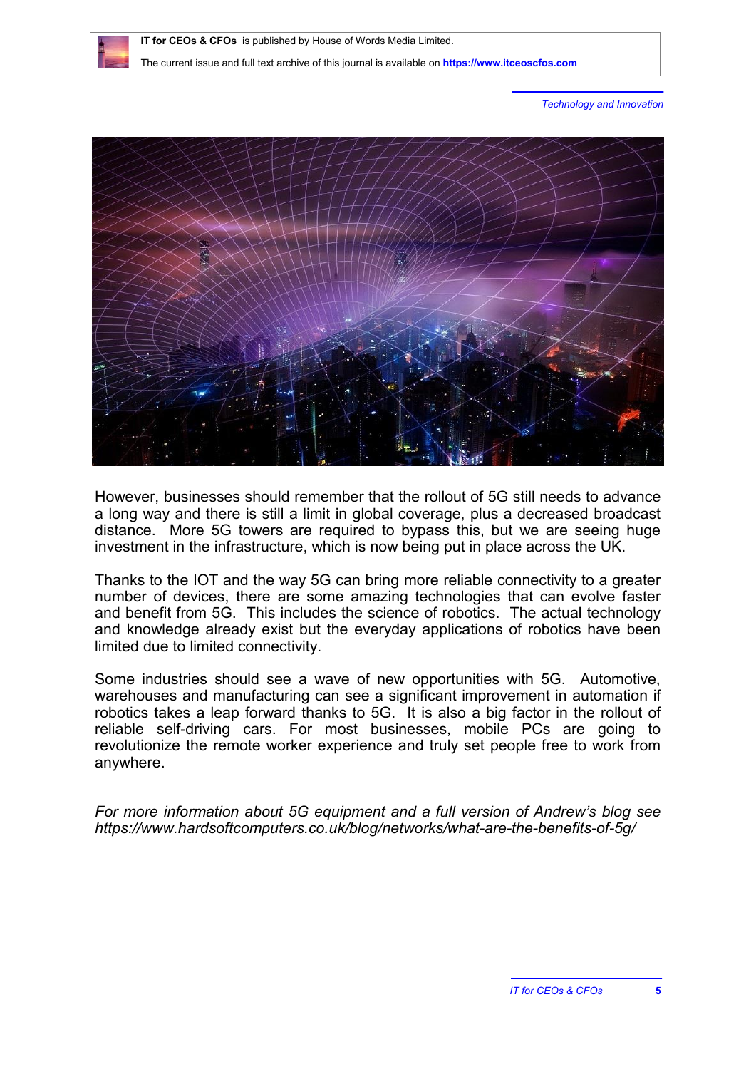However, businesses should remember that the rollout of 5G still needs to advance a long way and there is still a limit in global coverage, plus a decreased broadcast distance. More 5G towers are required to bypass this, but we are seeing huge investment in the infrastructure, which is now being put in place across the UK.

Thanks to the IOT and the way 5G can bring more reliable connectivity to a greater number of devices, there are some amazing technologies that can evolve faster and benefit from 5G. This includes the science of robotics. The actual technology and knowledge already exist but the everyday applications of robotics have been limited due to limited connectivity.

Some industries should see a wave of new opportunities with 5G. Automotive, warehouses and manufacturing can see a significant improvement in automation if robotics takes a leap forward thanks to 5G. It is also a big factor in the rollout of reliable self-driving cars. For most businesses, mobile PCs are going to revolutionize the remote worker experience and truly set people free to work from anywhere.

*For more information about 5G equipment and a full version of Andrew's blog see https://www.hardsoftcomputers.co.uk/blog/networks/what-are-the-benefits-of-5g/*